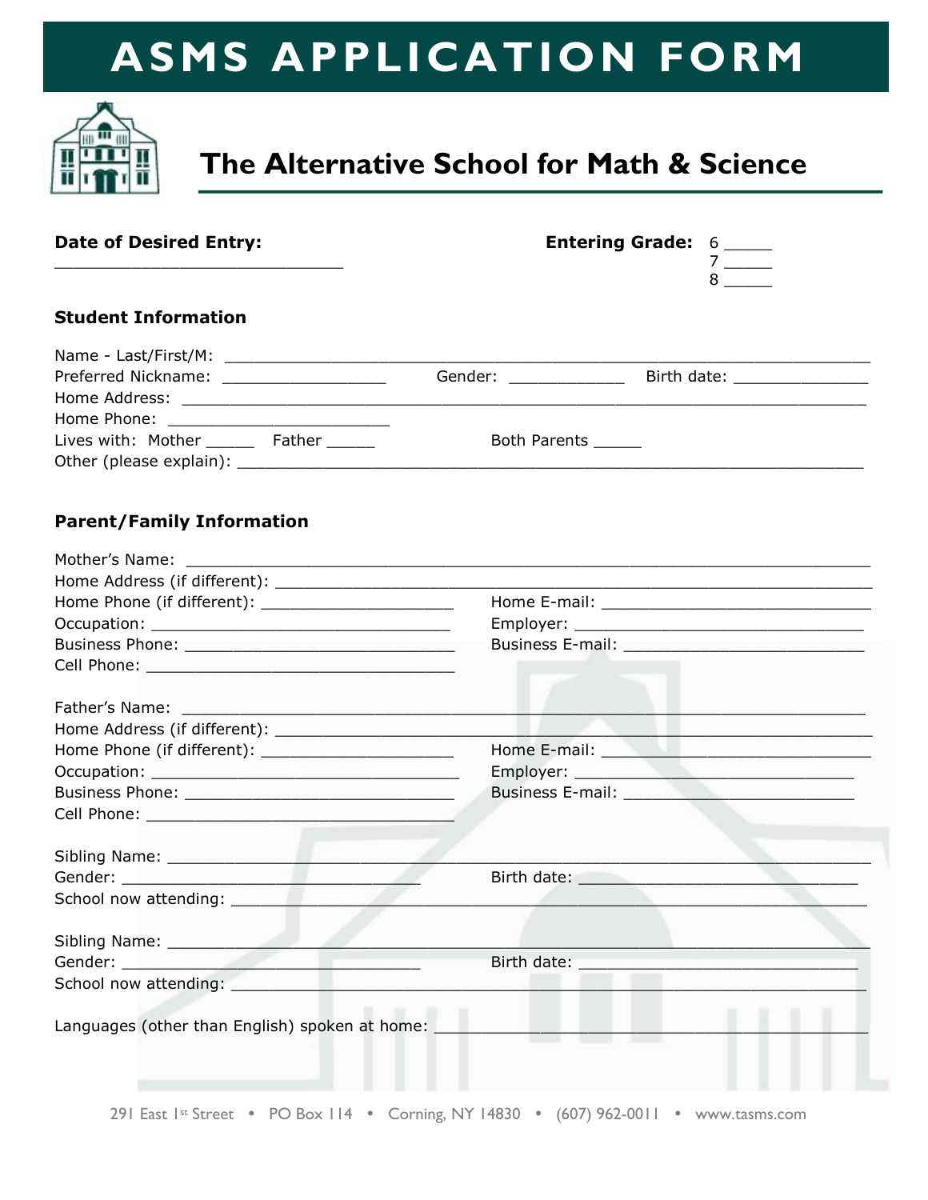# ASMS APPLICATION FORM

## The Alternative School for Math & Science

**Date of Desired Entry:** ______________________________

**Entering Grade:** 6 _____ 7 _____ 8 _____

### Student Information

Name - Last/First/M: ______________________________

Preferred Nickname: ________________ Gender: ____________ Birth date: ______________

Home Address: ______________________________

Home Phone: ______________________

Lives with: Mother _____ Father _____ Both Parents _____

Other (please explain): ______________________________

### Parent/Family Information

Mother's Name: ______________________________

Home Address (if different): ______________________________

Home Phone (if different): ____________________ Home E-mail: ____________________

Occupation: ____________________ Employer: ____________________

Business Phone: ____________________ Business E-mail: ____________________

Cell Phone: ____________________

Father's Name: ______________________________

Home Address (if different): ______________________________

Home Phone (if different): ____________________ Home E-mail: ____________________

Occupation: ____________________ Employer: ____________________

Business Phone: ____________________ Business E-mail: ____________________

Cell Phone: ____________________

Sibling Name: ______________________________

Gender: ____________________ Birth date: ____________________

School now attending: ______________________________

Sibling Name: ______________________________

Gender: ____________________ Birth date: ____________________

School now attending: ______________________________

Languages (other than English) spoken at home: ______________________________

291 East 1st Street • PO Box 114 • Corning, NY 14830 • (607) 962-0011 • www.tasms.com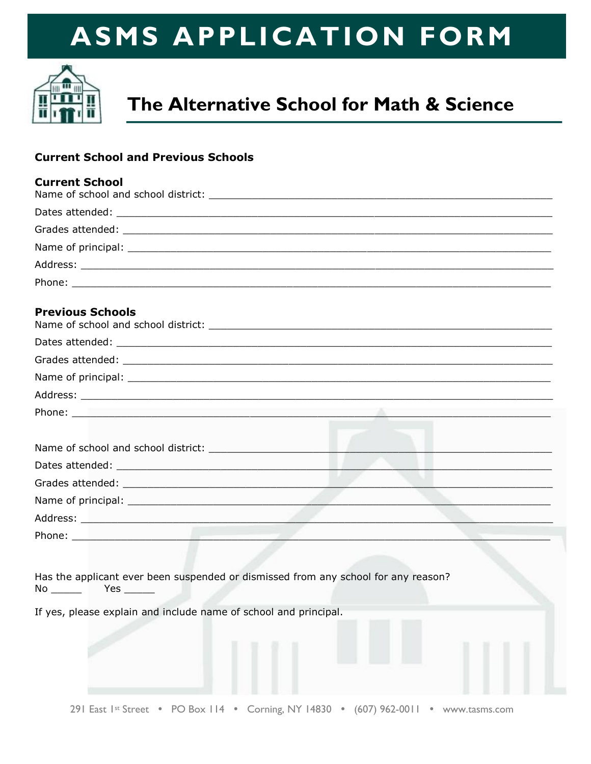# ASMS APPLICATION FORM

## The Alternative School for Math & Science

**Current School and Previous Schools**

**Current School**

Name of school and school district: ___________________________________________

Dates attended: _______________________________________________________

Grades attended: ______________________________________________________

Name of principal: _____________________________________________________

Address: _____________________________________________________________

Phone: ______________________________________________________________

**Previous Schools**

Name of school and school district: ___________________________________________

Dates attended: _______________________________________________________

Grades attended: ______________________________________________________

Name of principal: _____________________________________________________

Address: _____________________________________________________________

Phone: ______________________________________________________________

Name of school and school district: ___________________________________________

Dates attended: _______________________________________________________

Grades attended: ______________________________________________________

Name of principal: _____________________________________________________

Address: _____________________________________________________________

Phone: ______________________________________________________________

Has the applicant ever been suspended or dismissed from any school for any reason?
No _____ Yes _____

If yes, please explain and include name of school and principal.

291 East 1st Street • PO Box 114 • Corning, NY 14830 • (607) 962-0011 • www.tasms.com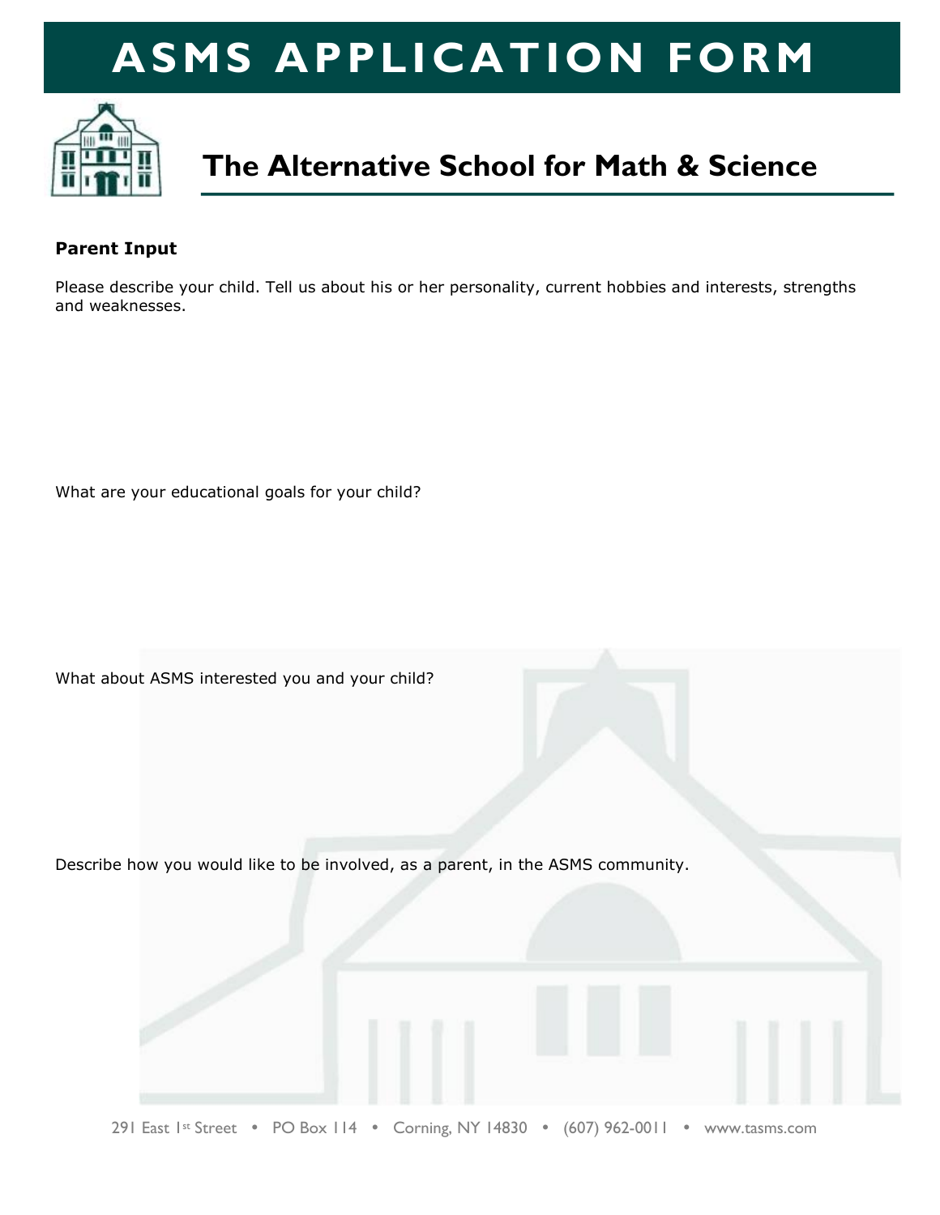# ASMS APPLICATION FORM

## The Alternative School for Math & Science

**Parent Input**

Please describe your child. Tell us about his or her personality, current hobbies and interests, strengths and weaknesses.

What are your educational goals for your child?

What about ASMS interested you and your child?

Describe how you would like to be involved, as a parent, in the ASMS community.

291 East 1st Street • PO Box 114 • Corning, NY 14830 • (607) 962-0011 • www.tasms.com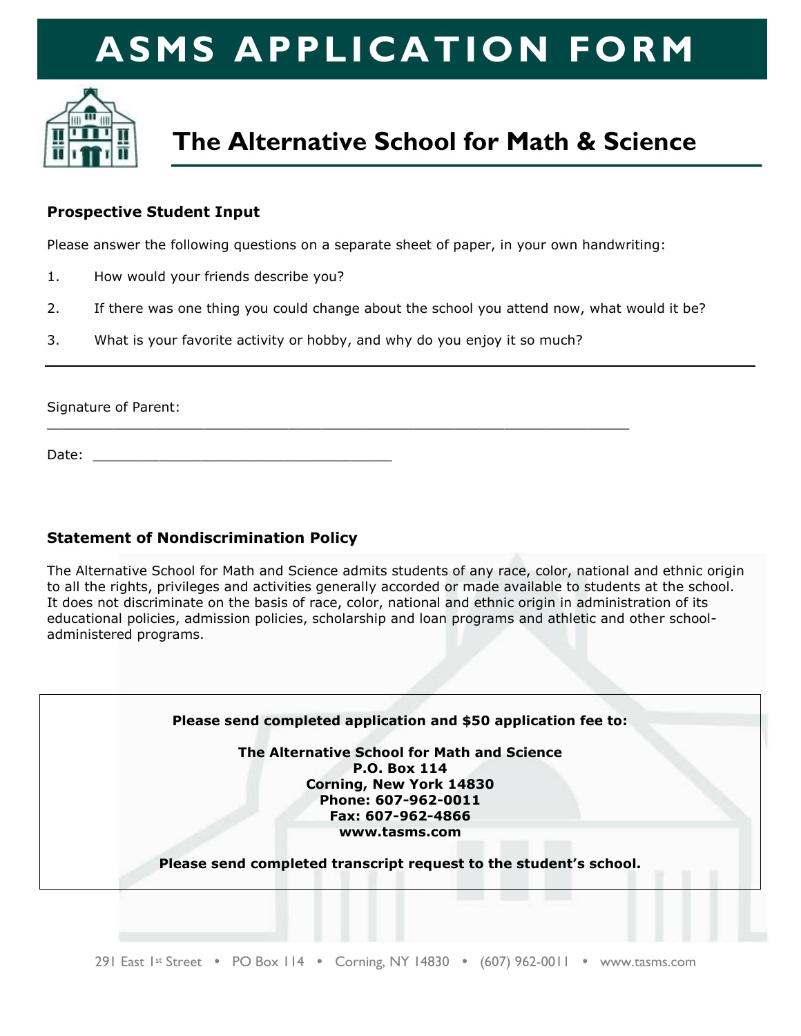# ASMS APPLICATION FORM

## The Alternative School for Math & Science

### Prospective Student Input

Please answer the following questions on a separate sheet of paper, in your own handwriting:

1. How would your friends describe you?
2. If there was one thing you could change about the school you attend now, what would it be?
3. What is your favorite activity or hobby, and why do you enjoy it so much?

---

Signature of Parent: ___________________________________________________________________________

Date: _______________________________________

### Statement of Nondiscrimination Policy

The Alternative School for Math and Science admits students of any race, color, national and ethnic origin to all the rights, privileges and activities generally accorded or made available to students at the school. It does not discriminate on the basis of race, color, national and ethnic origin in administration of its educational policies, admission policies, scholarship and loan programs and athletic and other school-administered programs.

**Please send completed application and $50 application fee to:**

**The Alternative School for Math and Science**
**P.O. Box 114**
**Corning, New York 14830**
**Phone: 607-962-0011**
**Fax: 607-962-4866**
**www.tasms.com**

**Please send completed transcript request to the student's school.**

291 East 1st Street • PO Box 114 • Corning, NY 14830 • (607) 962-0011 • www.tasms.com